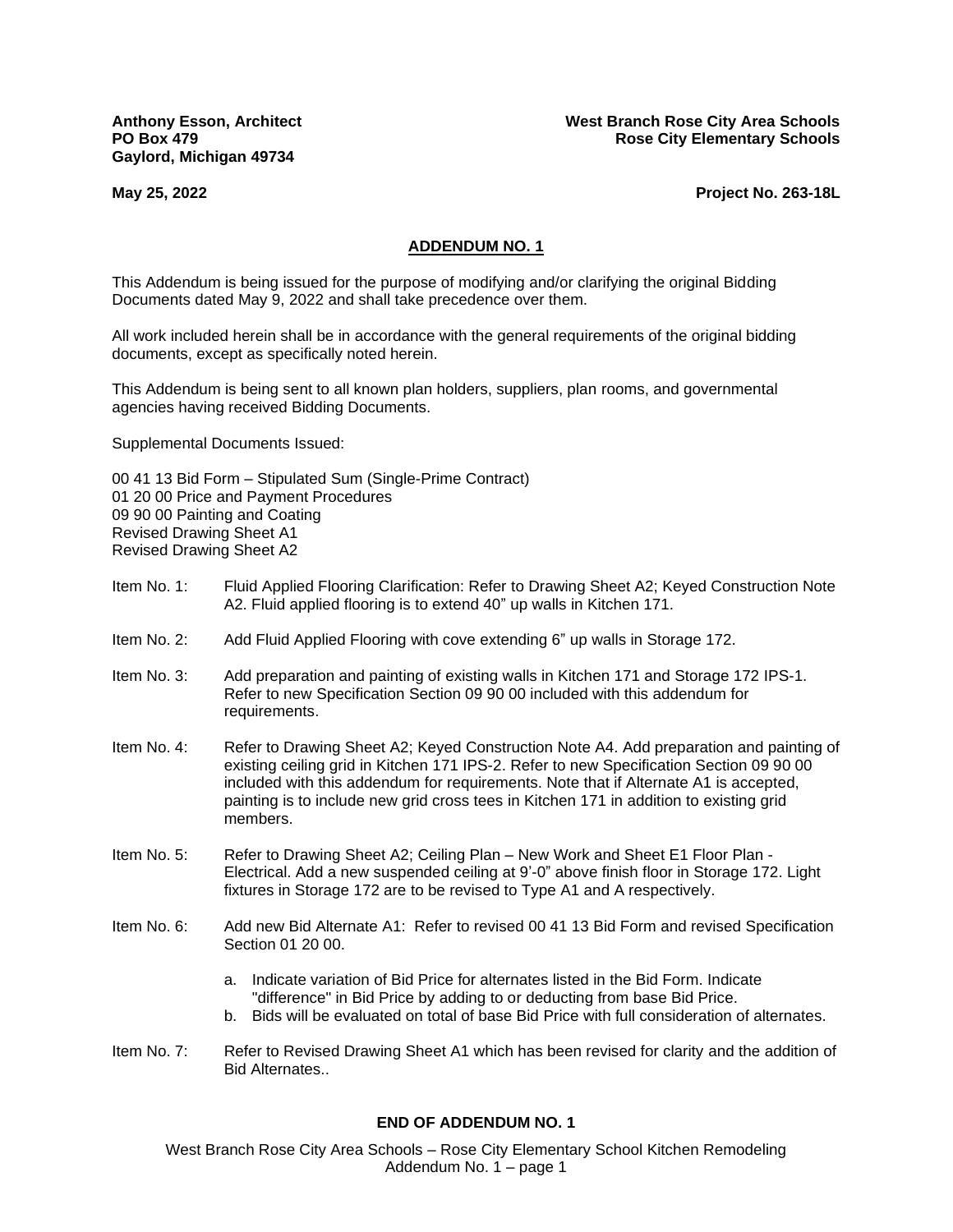**Anthony Esson, Architect**
**PO Box 479**
**Gaylord, Michigan 49734**

**West Branch Rose City Area Schools**
**Rose City Elementary Schools**

**May 25, 2022**

**Project No. 263-18L**

## ADDENDUM NO. 1

This Addendum is being issued for the purpose of modifying and/or clarifying the original Bidding Documents dated May 9, 2022 and shall take precedence over them.

All work included herein shall be in accordance with the general requirements of the original bidding documents, except as specifically noted herein.

This Addendum is being sent to all known plan holders, suppliers, plan rooms, and governmental agencies having received Bidding Documents.

Supplemental Documents Issued:

00 41 13 Bid Form – Stipulated Sum (Single-Prime Contract)
01 20 00 Price and Payment Procedures
09 90 00 Painting and Coating
Revised Drawing Sheet A1
Revised Drawing Sheet A2

Item No. 1: Fluid Applied Flooring Clarification: Refer to Drawing Sheet A2; Keyed Construction Note A2. Fluid applied flooring is to extend 40" up walls in Kitchen 171.

Item No. 2: Add Fluid Applied Flooring with cove extending 6" up walls in Storage 172.

Item No. 3: Add preparation and painting of existing walls in Kitchen 171 and Storage 172 IPS-1. Refer to new Specification Section 09 90 00 included with this addendum for requirements.

Item No. 4: Refer to Drawing Sheet A2; Keyed Construction Note A4. Add preparation and painting of existing ceiling grid in Kitchen 171 IPS-2. Refer to new Specification Section 09 90 00 included with this addendum for requirements. Note that if Alternate A1 is accepted, painting is to include new grid cross tees in Kitchen 171 in addition to existing grid members.

Item No. 5: Refer to Drawing Sheet A2; Ceiling Plan – New Work and Sheet E1 Floor Plan - Electrical. Add a new suspended ceiling at 9'-0" above finish floor in Storage 172. Light fixtures in Storage 172 are to be revised to Type A1 and A respectively.

Item No. 6: Add new Bid Alternate A1: Refer to revised 00 41 13 Bid Form and revised Specification Section 01 20 00.

a. Indicate variation of Bid Price for alternates listed in the Bid Form. Indicate "difference" in Bid Price by adding to or deducting from base Bid Price.
b. Bids will be evaluated on total of base Bid Price with full consideration of alternates.

Item No. 7: Refer to Revised Drawing Sheet A1 which has been revised for clarity and the addition of Bid Alternates..

**END OF ADDENDUM NO. 1**

West Branch Rose City Area Schools – Rose City Elementary School Kitchen Remodeling
Addendum No. 1 – page 1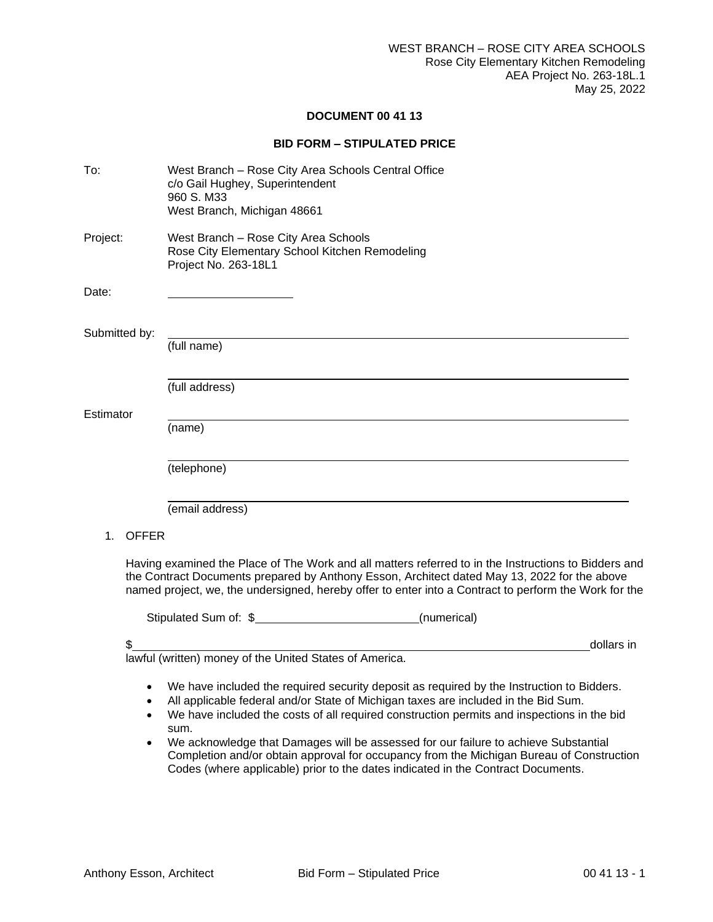WEST BRANCH – ROSE CITY AREA SCHOOLS
Rose City Elementary Kitchen Remodeling
AEA Project No. 263-18L.1
May 25, 2022

## DOCUMENT 00 41 13

## BID FORM – STIPULATED PRICE

To: West Branch – Rose City Area Schools Central Office
c/o Gail Hughey, Superintendent
960 S. M33
West Branch, Michigan 48661

Project: West Branch – Rose City Area Schools
Rose City Elementary School Kitchen Remodeling
Project No. 263-18L1

Date: ____________________

Submitted by: ____________________________________________
(full name)

____________________________________________
(full address)

Estimator ____________________________________________
(name)

____________________________________________
(telephone)

____________________________________________
(email address)

1. OFFER

Having examined the Place of The Work and all matters referred to in the Instructions to Bidders and the Contract Documents prepared by Anthony Esson, Architect dated May 13, 2022 for the above named project, we, the undersigned, hereby offer to enter into a Contract to perform the Work for the

Stipulated Sum of: $__________________________(numerical)

$____________________________________________________________________________dollars in lawful (written) money of the United States of America.

- We have included the required security deposit as required by the Instruction to Bidders.
- All applicable federal and/or State of Michigan taxes are included in the Bid Sum.
- We have included the costs of all required construction permits and inspections in the bid sum.
- We acknowledge that Damages will be assessed for our failure to achieve Substantial Completion and/or obtain approval for occupancy from the Michigan Bureau of Construction Codes (where applicable) prior to the dates indicated in the Contract Documents.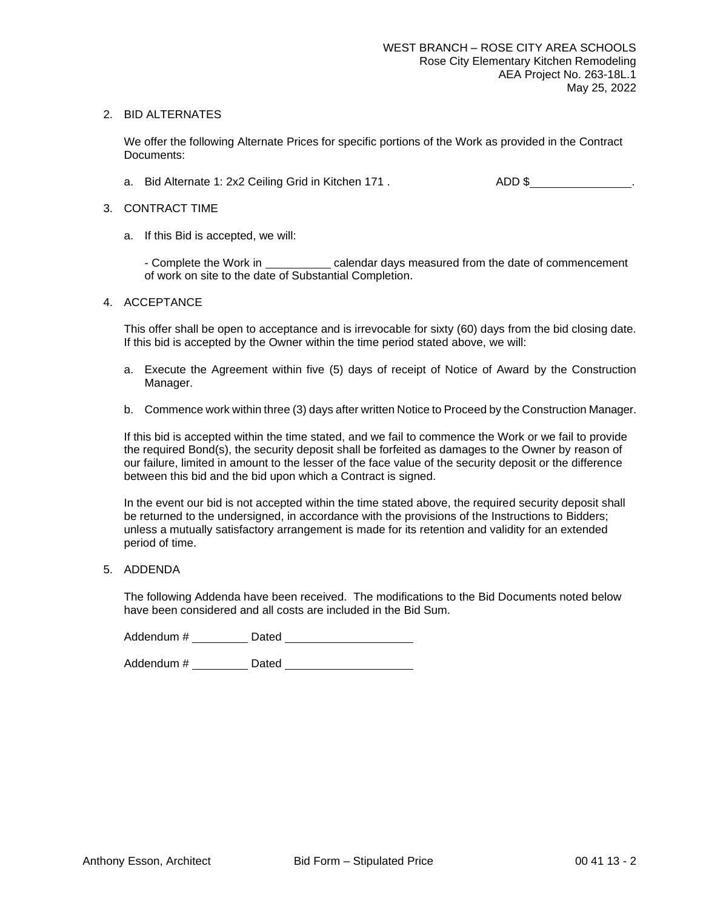2. BID ALTERNATES

   We offer the following Alternate Prices for specific portions of the Work as provided in the Contract Documents:

   a. Bid Alternate 1: 2x2 Ceiling Grid in Kitchen 171 . ADD $________________.

3. CONTRACT TIME

   a. If this Bid is accepted, we will:

      - Complete the Work in __________ calendar days measured from the date of commencement of work on site to the date of Substantial Completion.

4. ACCEPTANCE

   This offer shall be open to acceptance and is irrevocable for sixty (60) days from the bid closing date. If this bid is accepted by the Owner within the time period stated above, we will:

   a. Execute the Agreement within five (5) days of receipt of Notice of Award by the Construction Manager.

   b. Commence work within three (3) days after written Notice to Proceed by the Construction Manager.

   If this bid is accepted within the time stated, and we fail to commence the Work or we fail to provide the required Bond(s), the security deposit shall be forfeited as damages to the Owner by reason of our failure, limited in amount to the lesser of the face value of the security deposit or the difference between this bid and the bid upon which a Contract is signed.

   In the event our bid is not accepted within the time stated above, the required security deposit shall be returned to the undersigned, in accordance with the provisions of the Instructions to Bidders; unless a mutually satisfactory arrangement is made for its retention and validity for an extended period of time.

5. ADDENDA

   The following Addenda have been received. The modifications to the Bid Documents noted below have been considered and all costs are included in the Bid Sum.

   Addendum # _________ Dated ____________________

   Addendum # _________ Dated ____________________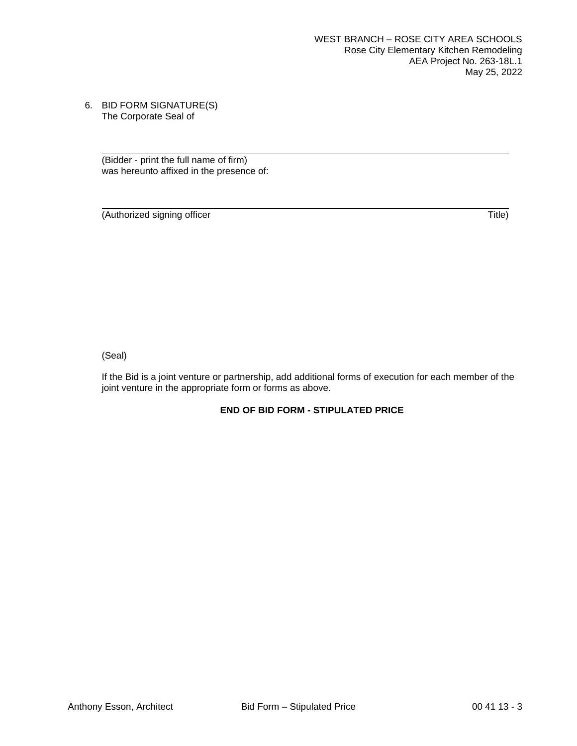6. BID FORM SIGNATURE(S)
   The Corporate Seal of

   ______________________________________________________________________

   (Bidder - print the full name of firm)
   was hereunto affixed in the presence of:

   ______________________________________________________________________

   (Authorized signing officer                                                                 Title)

   (Seal)

   If the Bid is a joint venture or partnership, add additional forms of execution for each member of the joint venture in the appropriate form or forms as above.

**END OF BID FORM - STIPULATED PRICE**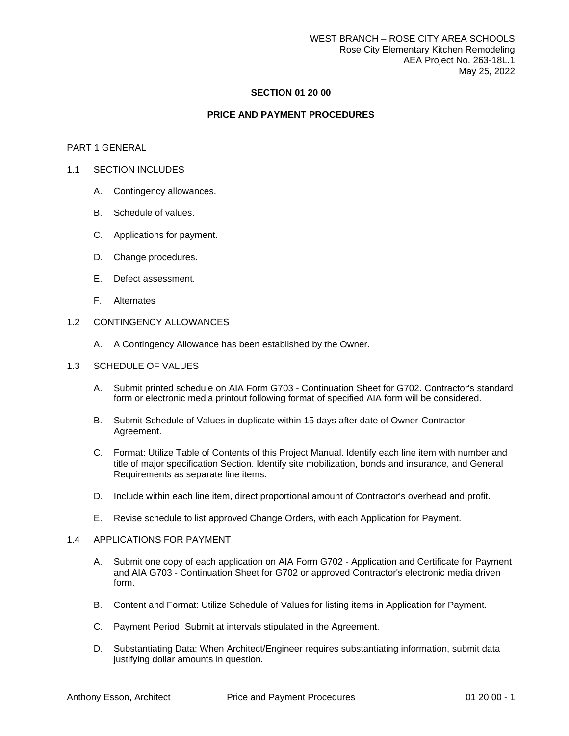## SECTION 01 20 00

## PRICE AND PAYMENT PROCEDURES

### PART 1 GENERAL

#### 1.1 SECTION INCLUDES

A. Contingency allowances.

B. Schedule of values.

C. Applications for payment.

D. Change procedures.

E. Defect assessment.

F. Alternates

#### 1.2 CONTINGENCY ALLOWANCES

A. A Contingency Allowance has been established by the Owner.

#### 1.3 SCHEDULE OF VALUES

A. Submit printed schedule on AIA Form G703 - Continuation Sheet for G702. Contractor's standard form or electronic media printout following format of specified AIA form will be considered.

B. Submit Schedule of Values in duplicate within 15 days after date of Owner-Contractor Agreement.

C. Format: Utilize Table of Contents of this Project Manual. Identify each line item with number and title of major specification Section. Identify site mobilization, bonds and insurance, and General Requirements as separate line items.

D. Include within each line item, direct proportional amount of Contractor's overhead and profit.

E. Revise schedule to list approved Change Orders, with each Application for Payment.

#### 1.4 APPLICATIONS FOR PAYMENT

A. Submit one copy of each application on AIA Form G702 - Application and Certificate for Payment and AIA G703 - Continuation Sheet for G702 or approved Contractor's electronic media driven form.

B. Content and Format: Utilize Schedule of Values for listing items in Application for Payment.

C. Payment Period: Submit at intervals stipulated in the Agreement.

D. Substantiating Data: When Architect/Engineer requires substantiating information, submit data justifying dollar amounts in question.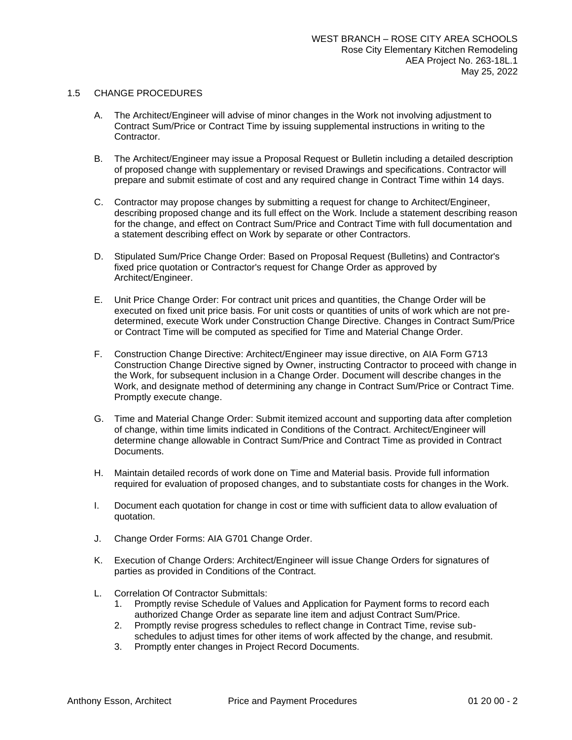## 1.5 CHANGE PROCEDURES

A. The Architect/Engineer will advise of minor changes in the Work not involving adjustment to Contract Sum/Price or Contract Time by issuing supplemental instructions in writing to the Contractor.

B. The Architect/Engineer may issue a Proposal Request or Bulletin including a detailed description of proposed change with supplementary or revised Drawings and specifications. Contractor will prepare and submit estimate of cost and any required change in Contract Time within 14 days.

C. Contractor may propose changes by submitting a request for change to Architect/Engineer, describing proposed change and its full effect on the Work. Include a statement describing reason for the change, and effect on Contract Sum/Price and Contract Time with full documentation and a statement describing effect on Work by separate or other Contractors.

D. Stipulated Sum/Price Change Order: Based on Proposal Request (Bulletins) and Contractor's fixed price quotation or Contractor's request for Change Order as approved by Architect/Engineer.

E. Unit Price Change Order: For contract unit prices and quantities, the Change Order will be executed on fixed unit price basis. For unit costs or quantities of units of work which are not pre-determined, execute Work under Construction Change Directive. Changes in Contract Sum/Price or Contract Time will be computed as specified for Time and Material Change Order.

F. Construction Change Directive: Architect/Engineer may issue directive, on AIA Form G713 Construction Change Directive signed by Owner, instructing Contractor to proceed with change in the Work, for subsequent inclusion in a Change Order. Document will describe changes in the Work, and designate method of determining any change in Contract Sum/Price or Contract Time. Promptly execute change.

G. Time and Material Change Order: Submit itemized account and supporting data after completion of change, within time limits indicated in Conditions of the Contract. Architect/Engineer will determine change allowable in Contract Sum/Price and Contract Time as provided in Contract Documents.

H. Maintain detailed records of work done on Time and Material basis. Provide full information required for evaluation of proposed changes, and to substantiate costs for changes in the Work.

I. Document each quotation for change in cost or time with sufficient data to allow evaluation of quotation.

J. Change Order Forms: AIA G701 Change Order.

K. Execution of Change Orders: Architect/Engineer will issue Change Orders for signatures of parties as provided in Conditions of the Contract.

L. Correlation Of Contractor Submittals:
   1. Promptly revise Schedule of Values and Application for Payment forms to record each authorized Change Order as separate line item and adjust Contract Sum/Price.
   2. Promptly revise progress schedules to reflect change in Contract Time, revise sub-schedules to adjust times for other items of work affected by the change, and resubmit.
   3. Promptly enter changes in Project Record Documents.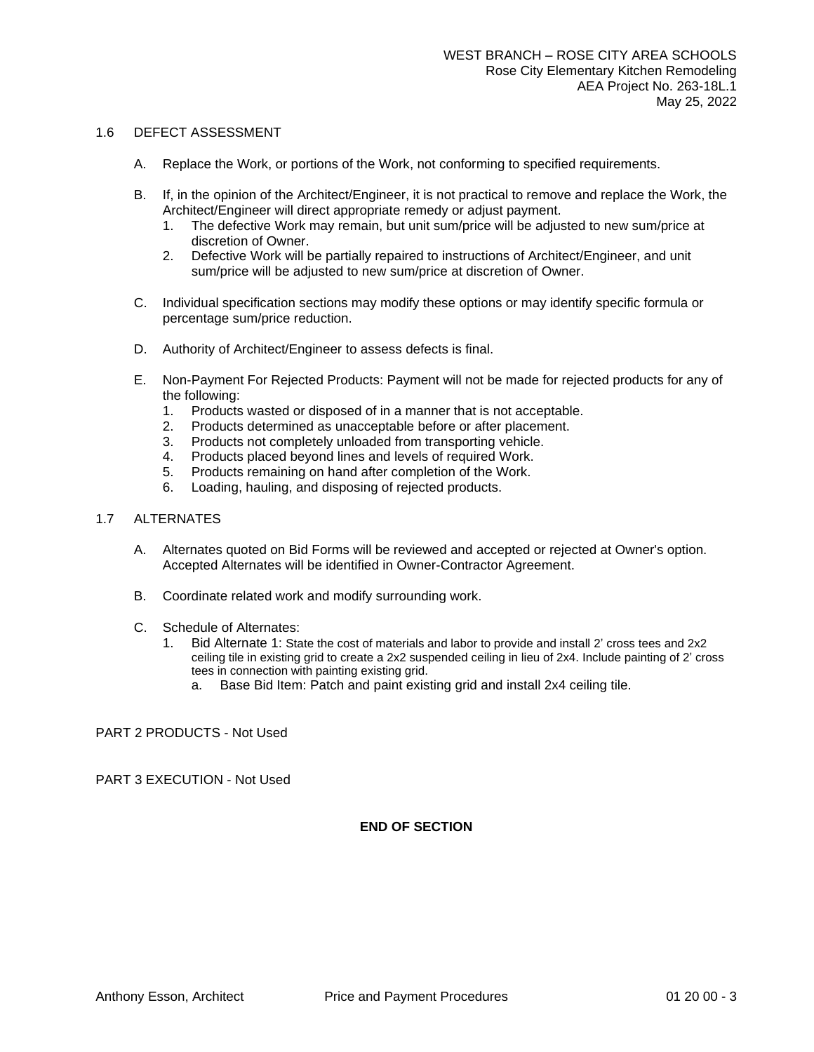## 1.6 DEFECT ASSESSMENT

A. Replace the Work, or portions of the Work, not conforming to specified requirements.

B. If, in the opinion of the Architect/Engineer, it is not practical to remove and replace the Work, the Architect/Engineer will direct appropriate remedy or adjust payment.
   1. The defective Work may remain, but unit sum/price will be adjusted to new sum/price at discretion of Owner.
   2. Defective Work will be partially repaired to instructions of Architect/Engineer, and unit sum/price will be adjusted to new sum/price at discretion of Owner.

C. Individual specification sections may modify these options or may identify specific formula or percentage sum/price reduction.

D. Authority of Architect/Engineer to assess defects is final.

E. Non-Payment For Rejected Products: Payment will not be made for rejected products for any of the following:
   1. Products wasted or disposed of in a manner that is not acceptable.
   2. Products determined as unacceptable before or after placement.
   3. Products not completely unloaded from transporting vehicle.
   4. Products placed beyond lines and levels of required Work.
   5. Products remaining on hand after completion of the Work.
   6. Loading, hauling, and disposing of rejected products.

## 1.7 ALTERNATES

A. Alternates quoted on Bid Forms will be reviewed and accepted or rejected at Owner's option. Accepted Alternates will be identified in Owner-Contractor Agreement.

B. Coordinate related work and modify surrounding work.

C. Schedule of Alternates:
   1. Bid Alternate 1: State the cost of materials and labor to provide and install 2' cross tees and 2x2 ceiling tile in existing grid to create a 2x2 suspended ceiling in lieu of 2x4. Include painting of 2' cross tees in connection with painting existing grid.
      a. Base Bid Item: Patch and paint existing grid and install 2x4 ceiling tile.

# PART 2 PRODUCTS - Not Used

# PART 3 EXECUTION - Not Used

**END OF SECTION**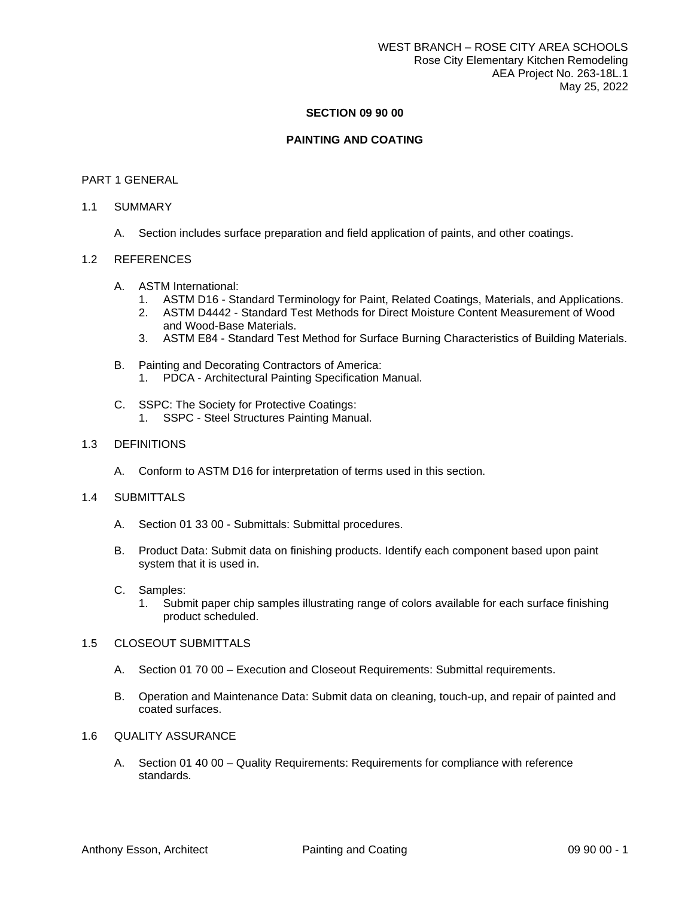# SECTION 09 90 00

# PAINTING AND COATING

## PART 1 GENERAL

### 1.1 SUMMARY

A. Section includes surface preparation and field application of paints, and other coatings.

### 1.2 REFERENCES

A. ASTM International:
   1. ASTM D16 - Standard Terminology for Paint, Related Coatings, Materials, and Applications.
   2. ASTM D4442 - Standard Test Methods for Direct Moisture Content Measurement of Wood and Wood-Base Materials.
   3. ASTM E84 - Standard Test Method for Surface Burning Characteristics of Building Materials.

B. Painting and Decorating Contractors of America:
   1. PDCA - Architectural Painting Specification Manual.

C. SSPC: The Society for Protective Coatings:
   1. SSPC - Steel Structures Painting Manual.

### 1.3 DEFINITIONS

A. Conform to ASTM D16 for interpretation of terms used in this section.

### 1.4 SUBMITTALS

A. Section 01 33 00 - Submittals: Submittal procedures.

B. Product Data: Submit data on finishing products. Identify each component based upon paint system that it is used in.

C. Samples:
   1. Submit paper chip samples illustrating range of colors available for each surface finishing product scheduled.

### 1.5 CLOSEOUT SUBMITTALS

A. Section 01 70 00 – Execution and Closeout Requirements: Submittal requirements.

B. Operation and Maintenance Data: Submit data on cleaning, touch-up, and repair of painted and coated surfaces.

### 1.6 QUALITY ASSURANCE

A. Section 01 40 00 – Quality Requirements: Requirements for compliance with reference standards.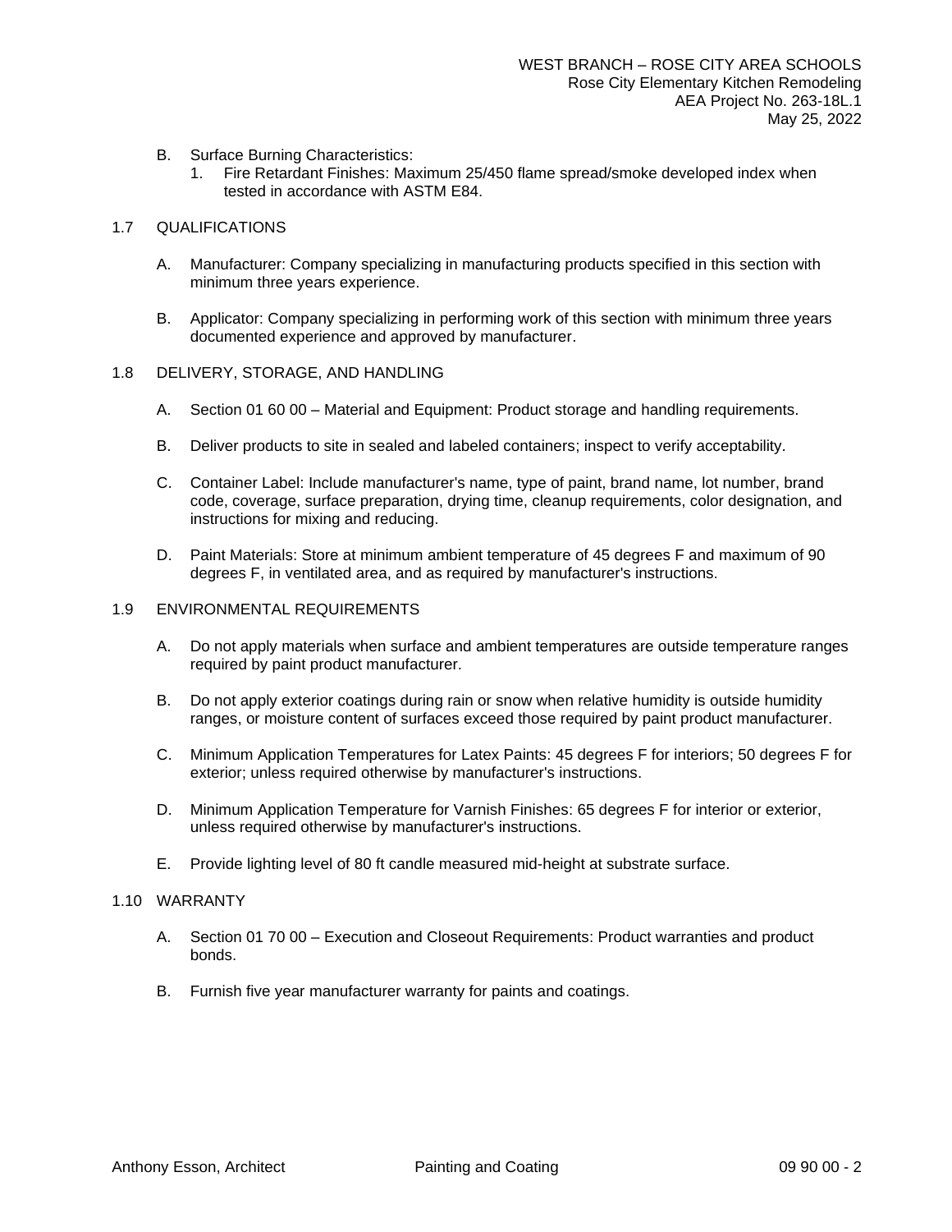B. Surface Burning Characteristics:
   1. Fire Retardant Finishes: Maximum 25/450 flame spread/smoke developed index when tested in accordance with ASTM E84.

## 1.7 QUALIFICATIONS

A. Manufacturer: Company specializing in manufacturing products specified in this section with minimum three years experience.

B. Applicator: Company specializing in performing work of this section with minimum three years documented experience and approved by manufacturer.

## 1.8 DELIVERY, STORAGE, AND HANDLING

A. Section 01 60 00 – Material and Equipment: Product storage and handling requirements.

B. Deliver products to site in sealed and labeled containers; inspect to verify acceptability.

C. Container Label: Include manufacturer's name, type of paint, brand name, lot number, brand code, coverage, surface preparation, drying time, cleanup requirements, color designation, and instructions for mixing and reducing.

D. Paint Materials: Store at minimum ambient temperature of 45 degrees F and maximum of 90 degrees F, in ventilated area, and as required by manufacturer's instructions.

## 1.9 ENVIRONMENTAL REQUIREMENTS

A. Do not apply materials when surface and ambient temperatures are outside temperature ranges required by paint product manufacturer.

B. Do not apply exterior coatings during rain or snow when relative humidity is outside humidity ranges, or moisture content of surfaces exceed those required by paint product manufacturer.

C. Minimum Application Temperatures for Latex Paints: 45 degrees F for interiors; 50 degrees F for exterior; unless required otherwise by manufacturer's instructions.

D. Minimum Application Temperature for Varnish Finishes: 65 degrees F for interior or exterior, unless required otherwise by manufacturer's instructions.

E. Provide lighting level of 80 ft candle measured mid-height at substrate surface.

## 1.10 WARRANTY

A. Section 01 70 00 – Execution and Closeout Requirements: Product warranties and product bonds.

B. Furnish five year manufacturer warranty for paints and coatings.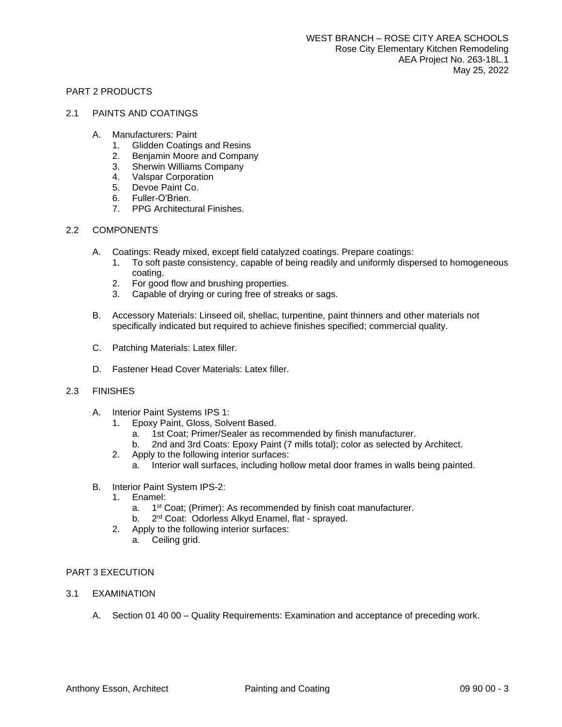## PART 2 PRODUCTS

### 2.1 PAINTS AND COATINGS

A. Manufacturers: Paint
   1. Glidden Coatings and Resins
   2. Benjamin Moore and Company
   3. Sherwin Williams Company
   4. Valspar Corporation
   5. Devoe Paint Co.
   6. Fuller-O'Brien.
   7. PPG Architectural Finishes.

### 2.2 COMPONENTS

A. Coatings: Ready mixed, except field catalyzed coatings. Prepare coatings:
   1. To soft paste consistency, capable of being readily and uniformly dispersed to homogeneous coating.
   2. For good flow and brushing properties.
   3. Capable of drying or curing free of streaks or sags.

B. Accessory Materials: Linseed oil, shellac, turpentine, paint thinners and other materials not specifically indicated but required to achieve finishes specified; commercial quality.

C. Patching Materials: Latex filler.

D. Fastener Head Cover Materials: Latex filler.

### 2.3 FINISHES

A. Interior Paint Systems IPS 1:
   1. Epoxy Paint, Gloss, Solvent Based.
      a. 1st Coat; Primer/Sealer as recommended by finish manufacturer.
      b. 2nd and 3rd Coats: Epoxy Paint (7 mills total); color as selected by Architect.
   2. Apply to the following interior surfaces:
      a. Interior wall surfaces, including hollow metal door frames in walls being painted.

B. Interior Paint System IPS-2:
   1. Enamel:
      a. 1st Coat; (Primer): As recommended by finish coat manufacturer.
      b. 2rd Coat: Odorless Alkyd Enamel, flat - sprayed.
   2. Apply to the following interior surfaces:
      a. Ceiling grid.

## PART 3 EXECUTION

### 3.1 EXAMINATION

A. Section 01 40 00 – Quality Requirements: Examination and acceptance of preceding work.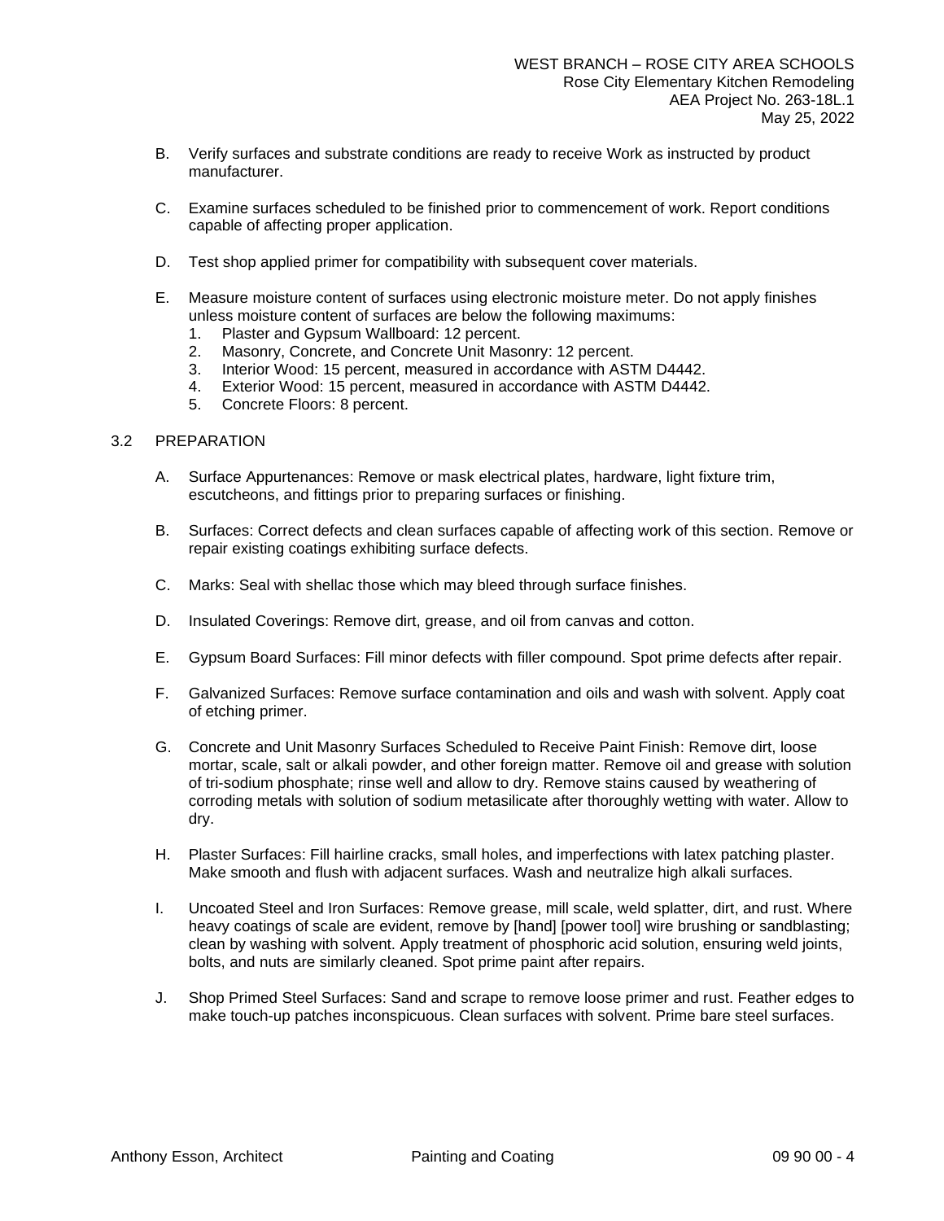B. Verify surfaces and substrate conditions are ready to receive Work as instructed by product manufacturer.

C. Examine surfaces scheduled to be finished prior to commencement of work. Report conditions capable of affecting proper application.

D. Test shop applied primer for compatibility with subsequent cover materials.

E. Measure moisture content of surfaces using electronic moisture meter. Do not apply finishes unless moisture content of surfaces are below the following maximums:
   1. Plaster and Gypsum Wallboard: 12 percent.
   2. Masonry, Concrete, and Concrete Unit Masonry: 12 percent.
   3. Interior Wood: 15 percent, measured in accordance with ASTM D4442.
   4. Exterior Wood: 15 percent, measured in accordance with ASTM D4442.
   5. Concrete Floors: 8 percent.

## 3.2 PREPARATION

A. Surface Appurtenances: Remove or mask electrical plates, hardware, light fixture trim, escutcheons, and fittings prior to preparing surfaces or finishing.

B. Surfaces: Correct defects and clean surfaces capable of affecting work of this section. Remove or repair existing coatings exhibiting surface defects.

C. Marks: Seal with shellac those which may bleed through surface finishes.

D. Insulated Coverings: Remove dirt, grease, and oil from canvas and cotton.

E. Gypsum Board Surfaces: Fill minor defects with filler compound. Spot prime defects after repair.

F. Galvanized Surfaces: Remove surface contamination and oils and wash with solvent. Apply coat of etching primer.

G. Concrete and Unit Masonry Surfaces Scheduled to Receive Paint Finish: Remove dirt, loose mortar, scale, salt or alkali powder, and other foreign matter. Remove oil and grease with solution of tri-sodium phosphate; rinse well and allow to dry. Remove stains caused by weathering of corroding metals with solution of sodium metasilicate after thoroughly wetting with water. Allow to dry.

H. Plaster Surfaces: Fill hairline cracks, small holes, and imperfections with latex patching plaster. Make smooth and flush with adjacent surfaces. Wash and neutralize high alkali surfaces.

I. Uncoated Steel and Iron Surfaces: Remove grease, mill scale, weld splatter, dirt, and rust. Where heavy coatings of scale are evident, remove by [hand] [power tool] wire brushing or sandblasting; clean by washing with solvent. Apply treatment of phosphoric acid solution, ensuring weld joints, bolts, and nuts are similarly cleaned. Spot prime paint after repairs.

J. Shop Primed Steel Surfaces: Sand and scrape to remove loose primer and rust. Feather edges to make touch-up patches inconspicuous. Clean surfaces with solvent. Prime bare steel surfaces.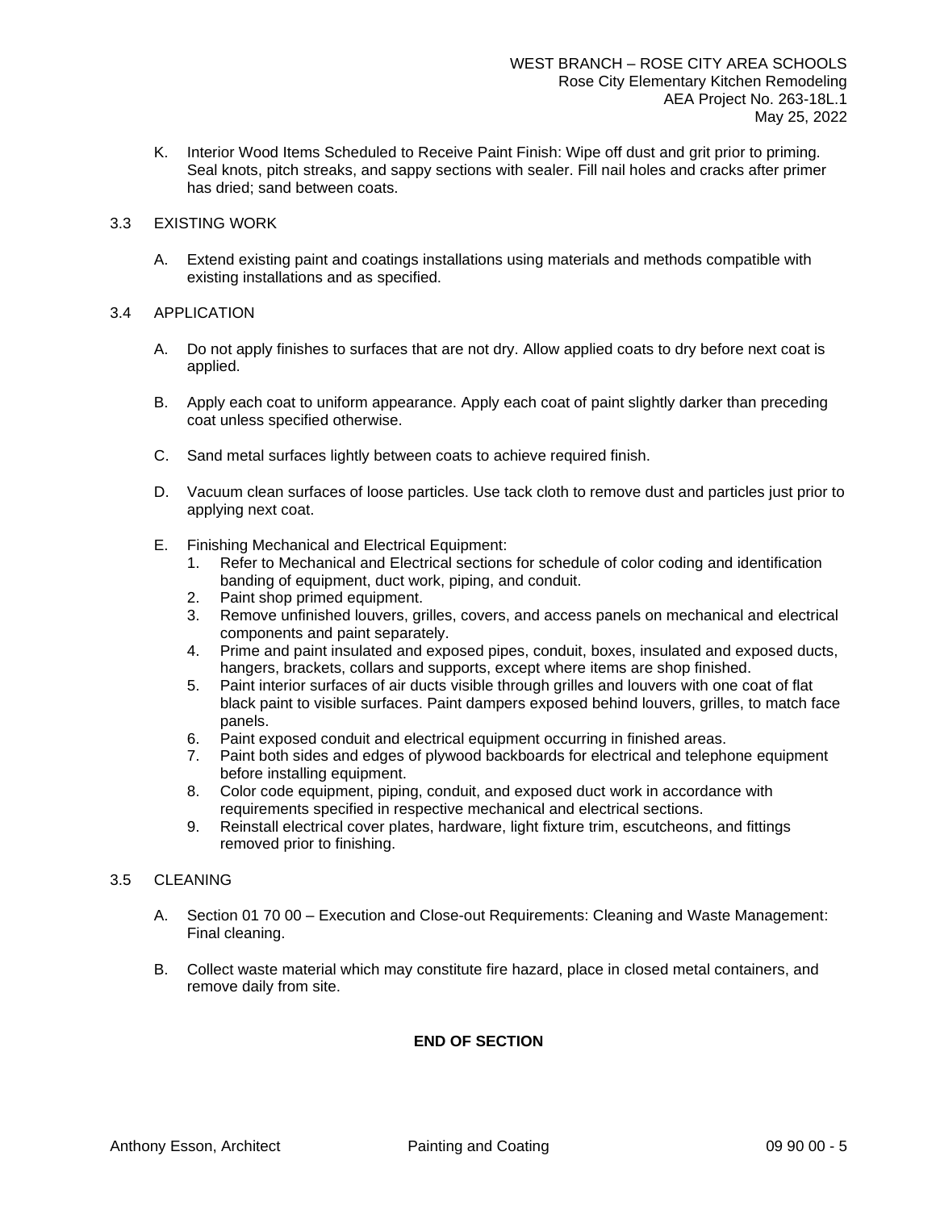K. Interior Wood Items Scheduled to Receive Paint Finish: Wipe off dust and grit prior to priming. Seal knots, pitch streaks, and sappy sections with sealer. Fill nail holes and cracks after primer has dried; sand between coats.

## 3.3 EXISTING WORK

A. Extend existing paint and coatings installations using materials and methods compatible with existing installations and as specified.

## 3.4 APPLICATION

A. Do not apply finishes to surfaces that are not dry. Allow applied coats to dry before next coat is applied.

B. Apply each coat to uniform appearance. Apply each coat of paint slightly darker than preceding coat unless specified otherwise.

C. Sand metal surfaces lightly between coats to achieve required finish.

D. Vacuum clean surfaces of loose particles. Use tack cloth to remove dust and particles just prior to applying next coat.

E. Finishing Mechanical and Electrical Equipment:

1. Refer to Mechanical and Electrical sections for schedule of color coding and identification banding of equipment, duct work, piping, and conduit.
2. Paint shop primed equipment.
3. Remove unfinished louvers, grilles, covers, and access panels on mechanical and electrical components and paint separately.
4. Prime and paint insulated and exposed pipes, conduit, boxes, insulated and exposed ducts, hangers, brackets, collars and supports, except where items are shop finished.
5. Paint interior surfaces of air ducts visible through grilles and louvers with one coat of flat black paint to visible surfaces. Paint dampers exposed behind louvers, grilles, to match face panels.
6. Paint exposed conduit and electrical equipment occurring in finished areas.
7. Paint both sides and edges of plywood backboards for electrical and telephone equipment before installing equipment.
8. Color code equipment, piping, conduit, and exposed duct work in accordance with requirements specified in respective mechanical and electrical sections.
9. Reinstall electrical cover plates, hardware, light fixture trim, escutcheons, and fittings removed prior to finishing.

## 3.5 CLEANING

A. Section 01 70 00 – Execution and Close-out Requirements: Cleaning and Waste Management: Final cleaning.

B. Collect waste material which may constitute fire hazard, place in closed metal containers, and remove daily from site.

**END OF SECTION**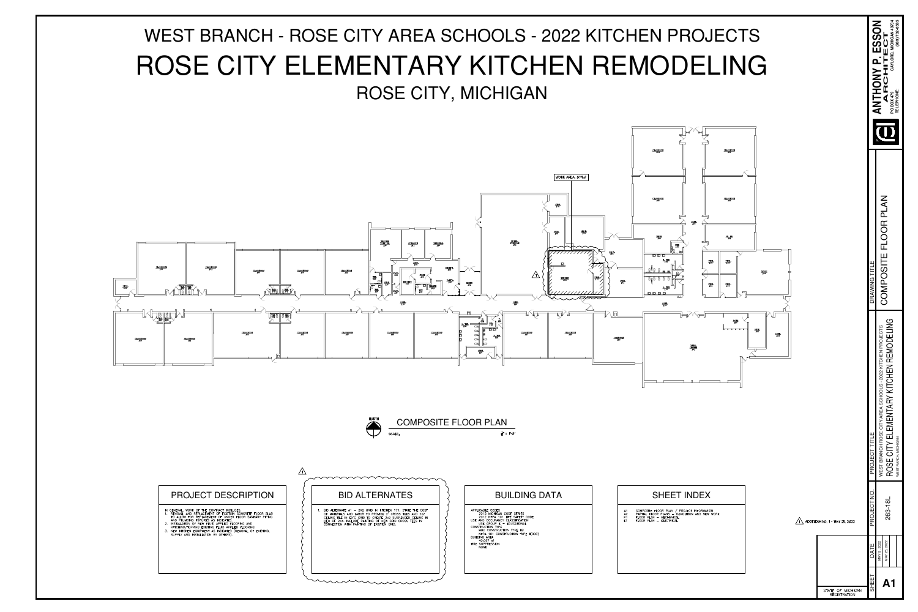# WEST BRANCH - ROSE CITY AREA SCHOOLS - 2022 KITCHEN PROJECTS

# ROSE CITY ELEMENTARY KITCHEN REMODELING

## ROSE CITY, MICHIGAN

WORK AREA: 874 sf

COMPOSITE FLOOR PLAN

SCALE: 1/16" = 1'-0"

### PROJECT DESCRIPTION

IN GENERAL, WORK OF THE CONTRACT INCLUDES:

1. REMOVAL AND REPLACEMENT OF EXISTING CONCRETE FLOOR SLAB TO ALLOW FOR REPLACEMENT OF UNDER FLOOR SANITARY PIPING AND PLUMBING FIXTURES AS INDICATED.
2. INSTALLATION OF NEW FLUID APPLIED FLOORING AND PATCHING/PREPPING EXISTING FLUID APPLIED FLOORING.
3. NEW KITCHEN EQUIPMENT AS INDICATED (REMOVAL OF EXISTING, SUPPLY AND INSTALLATION BY OTHERS).

### BID ALTERNATES

1. BID ALTERNATE A1 – 2X2 GRID IN KITCHEN 171: STATE THE COST OF MATERIALS AND LABOR TO PROVIDE 2' CROSS TEES AND 2x2 CEILING TILE IN EX'G GRID TO CREATE 2x2 SUSPENDED CEILING IN LIEU OF 2x4. INCLUDE PAINTING OF NEW GRID CROSS TEES IN CONNECTION WITH PAINTING OF EXISTING GRID.

### BUILDING DATA

APPLICABLE CODES:
- 2015 MICHIGAN CODE SERIES
- 2012 NFPA 101 LIFE SAFETY CODE

USE AND OCCUPANCY CLASSIFICATION:
- USE GROUP E – EDUCATIONAL

CONSTRUCTION TYPE:
- MBC CONSTRUCTION TYPE IIB
- NFPA 101 CONSTRUCTION TYPE II(000)

BUILDING AREA:
- 40,087 sf

FIRE SUPPRESSION:
- NONE

### SHEET INDEX

- A1 COMPOSITE FLOOR PLAN / PROJECT INFORMATION
- A2 PARTIAL FLOOR PLANS – DEMOLITION AND NEW WORK
- P1 FLOOR PLAN – MECHANICAL
- E1 FLOOR PLAN – ELECTRICAL

1 ADDENDUM NO. 1 - MAY 25, 2022

STATE OF MICHIGAN REGISTRATION

**ANTHONY P. ESSON ARCHITECT**
P.O. BOX 419 GAYLORD, MICHIGAN 49734
TELEPHONE: (989) 732-6585

| DRAWING TITLE | COMPOSITE FLOOR PLAN |
| --- | --- |
| PROJECT TITLE | WEST BRANCH ROSE CITY AREA SCHOOLS - 2022 KITCHEN PROJECTS ROSE CITY ELEMENTARY KITCHEN REMODELING WEST BRANCH, MICHIGAN |
| PROJECT NO. | 263-18L |
| DATE | MAY 9, 2022 / MAY 25, 2022 |
| SHEET | A1 |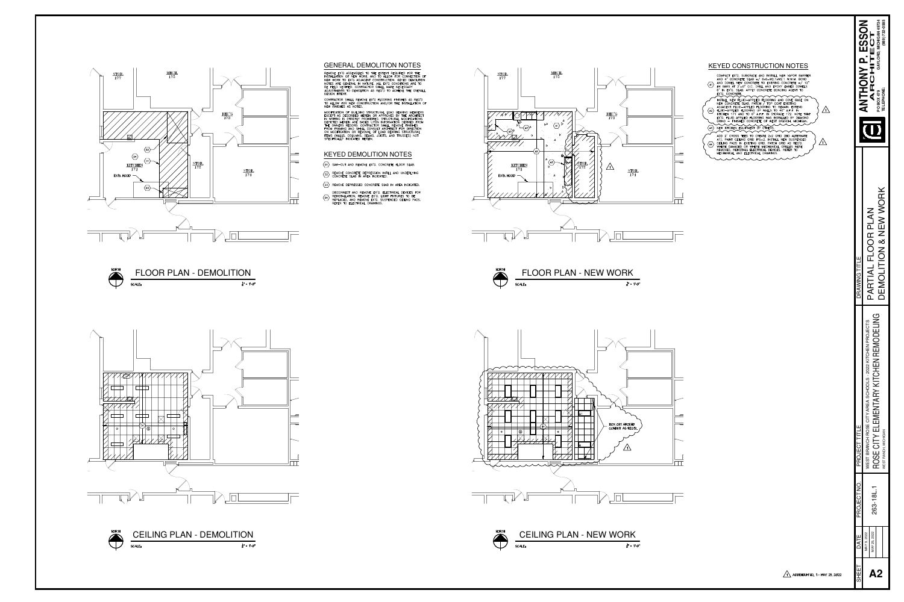## GENERAL DEMOLITION NOTES

REMOVE EX'G ASSEMBLIES TO THE EXTENT REQUIRED FOR THE INSTALLATION OF NEW WORK, AND TO ALLOW FOR CONNECTION OF NEW WORK TO EX'G ADJACENT CONSTRUCTION. KEYED DEMOLITION NOTES ARE GENERAL IN NATURE. ALL EX'G CONDITIONS ARE TO BE FIELD VERIFIED. CONTRACTOR SHALL MAKE NECESSARY ADJUSTMENTS TO DEMOLITION AS REQ'D TO ACHIEVE THE OVERALL DESIGN INTENT.

CONTRACTOR SHALL REMOVE EX'G FLOORING FINISHES AS REQ'D TO ALLOW FOR NEW CONSTRUCTION AND/OR THE INSTALLATION OF NEW FINISHES AS NOTED.

MODIFICATION OF BUILDING STRUCTURAL LOAD BEARING MEMBERS EXCEPT AS DESCRIBED HEREIN OR APPROVED BY THE ARCHITECT IN WRITING IS STRICTLY PROHIBITED. STRUCTURAL MODIFICATIONS DEPICTED HEREIN ARE BASED UPON INFORMATION DERIVED FROM THE OWNER'S RECORD. CONTRACTOR SHALL REMOVE FINISHES FROM FRAMING AND SHALL CONSULT ARCHITECT FOR DIRECTION ON MODIFICATION OR REMOVAL OF LOAD BEARING STRUCTURAL ITEMS (WALLS, COLUMNS, BEAMS, JOISTS, AND TRUSSES) NOT SPECIFICALLY INDICATED HEREIN.

## KEYED DEMOLITION NOTES

- D1 SAW-CUT AND REMOVE EX'G. CONCRETE FLOOR SLAB.
- D2 REMOVE CONCRETE DEPRESSION INFILL AND UNDERLYING CONCRETE SLAB IN AREA INDICATED.
- D3 REMOVE DEPRESSED CONCRETE SLAB IN AREA INDICATED.
- D4 DISCONNECT AND REMOVE EX'G. ELECTRICAL DEVICES FOR REINSTALLATION. REMOVE EX'G LIGHT FIXTURES TO BE REPLACED, AND REMOVE EX'G. SUSPENDED CEILING PADS. REFER TO ELECTRICAL DRAWINGS.

## KEYED CONSTRUCTION NOTES

- A1 COMPACT EX'G. SUBGRADE AND INSTALL NEW VAPOR BARRIER AND 4" CONCRETE SLAB w/ 6x6–W1.4xW1.4 W.W.M. BOND AND DOWEL NEW CONCRETE TO EXISTING CONCRETE w/ 12" #4 BARS AT 2'-0" O.C. DRILL AND EPOXY (BOND) DOWELS 6" IN EX'G. SLAB. APPLY CONCRETE BONDING AGENT TO EX'G. CONCRETE.
- A2 INSTALL NEW FLUID-APPLIED FLOORING AND COVE BASE ON NEW CONCRETE SLAB. PATCH / TOP COAT EXISTING ADJACENT FLUID-APPLIED FLOORING TO REMAIN. EXTEND FLUID-APPLIED FLOORING UP WALLS TO 48" A.F.F. IN KITCHEN 171 AND TO 6" A.F.F. IN STORAGE 172. NOTE THAT EX'G. FLUID APPLIED FLOORING WAS INSTALLED BY DIAMOND GRIND – FINISHED CONCRETE OF WEST BRANCH, MICHIGAN. (1)
- A3 NEW KITCHEN EQUIPMENT BY OTHERS.
- A4 ADD 2' CROSS TEES TO CREATE 2x2 GRID (OR ALTERNATE 4'). PAINT CEILING GRID (PS-2). INSTALL NEW SUSPENDED CEILING PADS IN EXISTING GRID. PATCH GRID AS REQ'D WHERE DAMAGED OR WHERE MECHANICAL GRILLES WERE REMOVED. REINSTALL ELECTRICAL DEVICES. REFER TO MECHANICAL AND ELECTRICAL DRAWINGS. (1)

STOR. 177
MECH. 178
REC'G 173
KITCHEN 171
STOR. 172
STOR. 174
EX'G. HOOD

NORTH

FLOOR PLAN - DEMOLITION
SCALE: 1/8" = 1'-0"

FLOOR PLAN - NEW WORK
SCALE: 1/8" = 1'-0"

BOX OFF AROUND CONDUIT AS REQ'D.

CEILING PLAN - DEMOLITION
SCALE: 1/8" = 1'-0"

CEILING PLAN - NEW WORK
SCALE: 1/8" = 1'-0"

(1) ADDENDUM NO. 1 - MAY 25, 2022

**ANTHONY P. ESSON ARCHITECT**
P.O. BOX 2038 GAYLORD, MICHIGAN 49734
TELEPHONE: (989) 732-8985

DRAWING TITLE: PARTIAL FLOOR PLAN DEMOLITION & NEW WORK

PROJECT TITLE: WEST BRANCH ROSE CITY AREA SCHOOLS - 2022 KITCHEN PROJECTS
ROSE CITY ELEMENTARY KITCHEN REMODELING
WEST BRANCH, MICHIGAN

PROJECT NO.: 263-18L.1

DATE: MAY 9, 2022; MAY 25, 2022

SHEET: A2